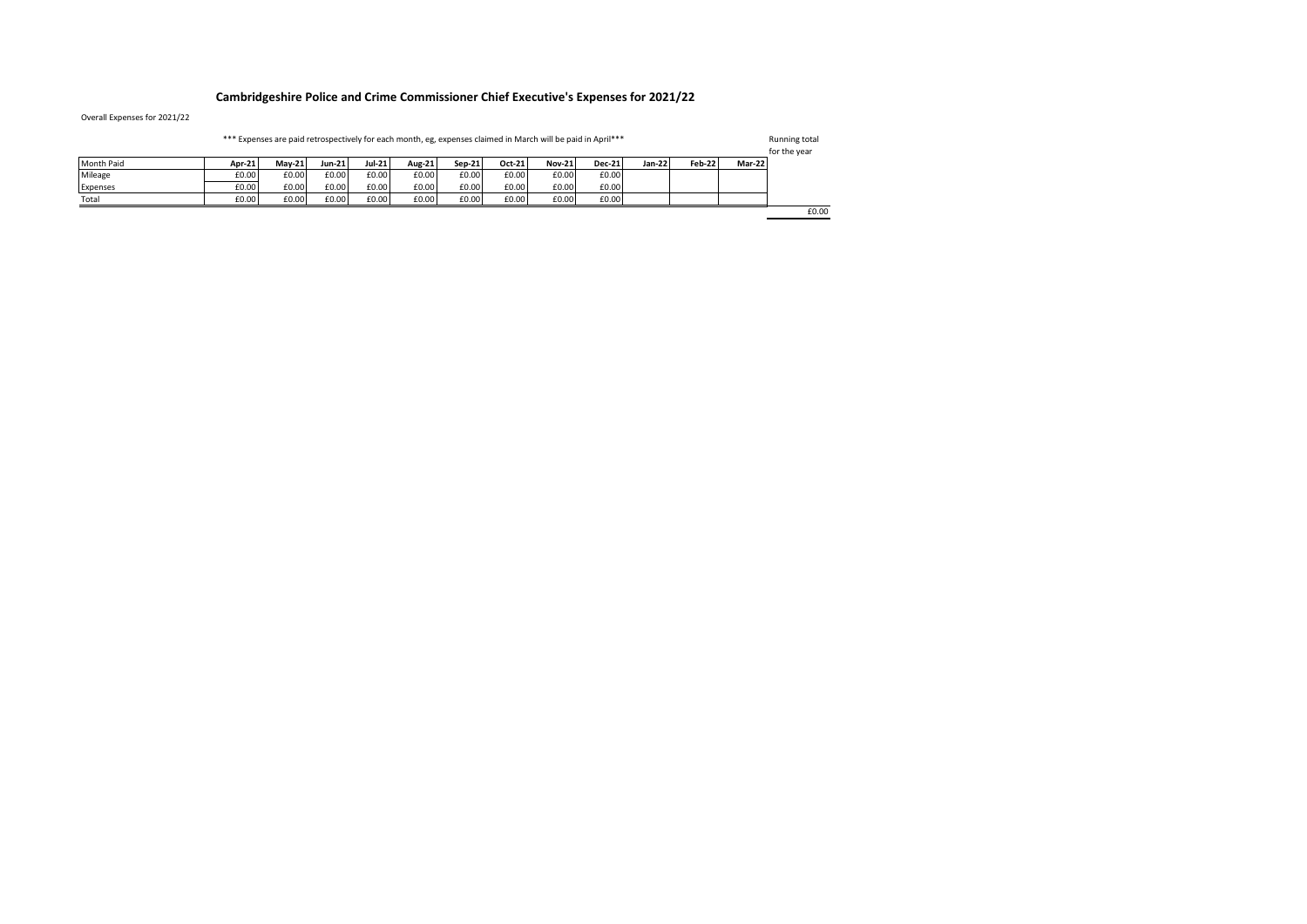# Cambridgeshire Police and Crime Commissioner Chief Executive's Expenses for 2021/22

Overall Expenses for 2021/22

*** Expenses are paid retrospectively for each month, eg, expenses claimed in March will be paid in April***

| Month Paid | Apr-21 | May-21 | Jun-21 | Jul-21 | Aug-21 | Sep-21 | Oct-21 | Nov-21 | Dec-21 | Jan-22 | Feb-22 | Mar-22 | Running total for the year |
|---|---|---|---|---|---|---|---|---|---|---|---|---|---|
| Mileage | £0.00 | £0.00 | £0.00 | £0.00 | £0.00 | £0.00 | £0.00 | £0.00 | £0.00 | | | | |
| Expenses | £0.00 | £0.00 | £0.00 | £0.00 | £0.00 | £0.00 | £0.00 | £0.00 | £0.00 | | | | |
| Total | £0.00 | £0.00 | £0.00 | £0.00 | £0.00 | £0.00 | £0.00 | £0.00 | £0.00 | | | | £0.00 |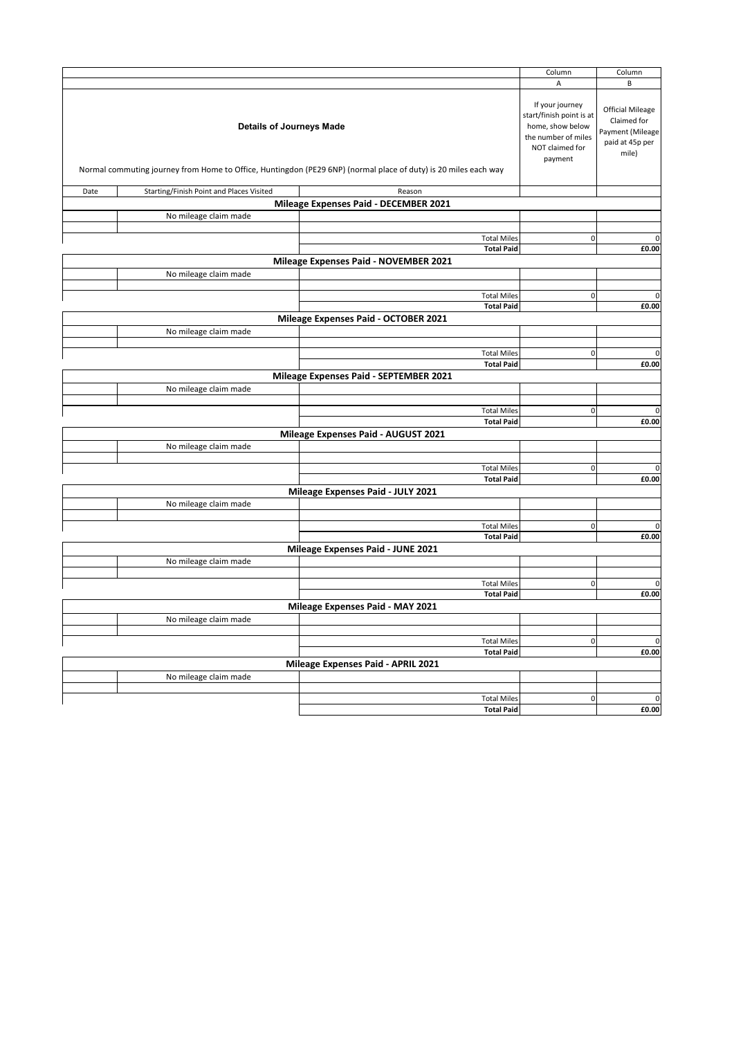| | | | Column | Column |
|---|---|---|---|---|
| | | | A | B |
| **Details of Journeys Made**<br><br>Normal commuting journey from Home to Office, Huntingdon (PE29 6NP) (normal place of duty) is 20 miles each way | | | If your journey start/finish point is at home, show below the number of miles NOT claimed for payment | Official Mileage Claimed for Payment (Mileage paid at 45p per mile) |
| Date | Starting/Finish Point and Places Visited | Reason | | |
| **Mileage Expenses Paid - DECEMBER 2021** | | | | |
| | No mileage claim made | | | |
| | | | | |
| | | Total Miles | 0 | 0 |
| | | **Total Paid** | | **£0.00** |
| **Mileage Expenses Paid - NOVEMBER 2021** | | | | |
| | No mileage claim made | | | |
| | | | | |
| | | Total Miles | 0 | 0 |
| | | **Total Paid** | | **£0.00** |
| **Mileage Expenses Paid - OCTOBER 2021** | | | | |
| | No mileage claim made | | | |
| | | | | |
| | | Total Miles | 0 | 0 |
| | | **Total Paid** | | **£0.00** |
| **Mileage Expenses Paid - SEPTEMBER 2021** | | | | |
| | No mileage claim made | | | |
| | | | | |
| | | Total Miles | 0 | 0 |
| | | **Total Paid** | | **£0.00** |
| **Mileage Expenses Paid - AUGUST 2021** | | | | |
| | No mileage claim made | | | |
| | | | | |
| | | Total Miles | 0 | 0 |
| | | **Total Paid** | | **£0.00** |
| **Mileage Expenses Paid - JULY 2021** | | | | |
| | No mileage claim made | | | |
| | | | | |
| | | Total Miles | 0 | 0 |
| | | **Total Paid** | | **£0.00** |
| **Mileage Expenses Paid - JUNE 2021** | | | | |
| | No mileage claim made | | | |
| | | | | |
| | | Total Miles | 0 | 0 |
| | | **Total Paid** | | **£0.00** |
| **Mileage Expenses Paid - MAY 2021** | | | | |
| | No mileage claim made | | | |
| | | | | |
| | | Total Miles | 0 | 0 |
| | | **Total Paid** | | **£0.00** |
| **Mileage Expenses Paid - APRIL 2021** | | | | |
| | No mileage claim made | | | |
| | | | | |
| | | Total Miles | 0 | 0 |
| | | **Total Paid** | | **£0.00** |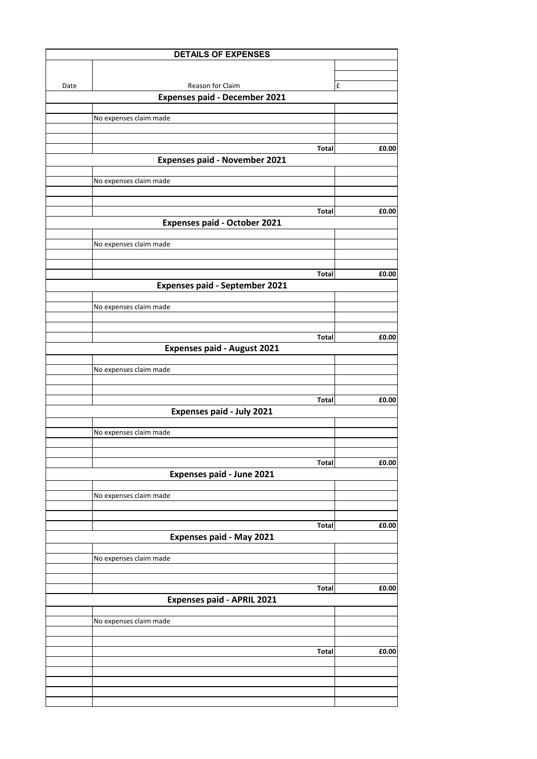| DETAILS OF EXPENSES | | |
|---|---|---|
| | | |
| Date | Reason for Claim | £ |
| **Expenses paid - December 2021** | | |
| | | |
| | No expenses claim made | |
| | | |
| | | |
| | **Total** | **£0.00** |
| **Expenses paid - November 2021** | | |
| | | |
| | No expenses claim made | |
| | | |
| | | |
| | **Total** | **£0.00** |
| **Expenses paid - October 2021** | | |
| | | |
| | No expenses claim made | |
| | | |
| | | |
| | **Total** | **£0.00** |
| **Expenses paid - September 2021** | | |
| | | |
| | No expenses claim made | |
| | | |
| | | |
| | **Total** | **£0.00** |
| **Expenses paid - August 2021** | | |
| | | |
| | No expenses claim made | |
| | | |
| | | |
| | **Total** | **£0.00** |
| **Expenses paid - July 2021** | | |
| | | |
| | No expenses claim made | |
| | | |
| | | |
| | **Total** | **£0.00** |
| **Expenses paid - June 2021** | | |
| | | |
| | No expenses claim made | |
| | | |
| | | |
| | **Total** | **£0.00** |
| **Expenses paid - May 2021** | | |
| | | |
| | No expenses claim made | |
| | | |
| | | |
| | **Total** | **£0.00** |
| **Expenses paid - APRIL 2021** | | |
| | | |
| | No expenses claim made | |
| | | |
| | | |
| | **Total** | **£0.00** |
| | | |
| | | |
| | | |
| | | |
| | | |